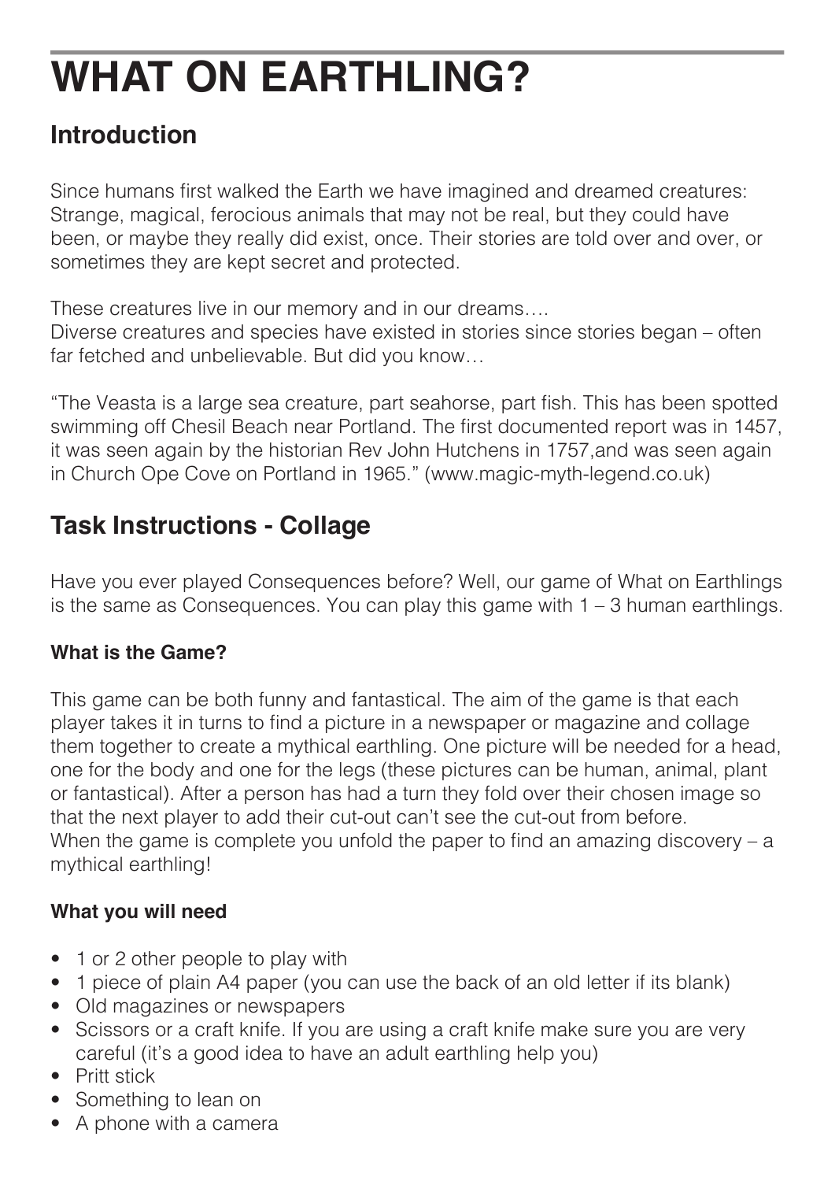# WHAT ON EARTHLING?

## Introduction

Since humans first walked the Earth we have imagined and dreamed creatures: Strange, magical, ferocious animals that may not be real, but they could have been, or maybe they really did exist, once. Their stories are told over and over, or sometimes they are kept secret and protected.

These creatures live in our memory and in our dreams….
Diverse creatures and species have existed in stories since stories began – often far fetched and unbelievable. But did you know…

"The Veasta is a large sea creature, part seahorse, part fish. This has been spotted swimming off Chesil Beach near Portland. The first documented report was in 1457, it was seen again by the historian Rev John Hutchens in 1757,and was seen again in Church Ope Cove on Portland in 1965." (www.magic-myth-legend.co.uk)

## Task Instructions - Collage

Have you ever played Consequences before? Well, our game of What on Earthlings is the same as Consequences. You can play this game with 1 – 3 human earthlings.

### What is the Game?

This game can be both funny and fantastical. The aim of the game is that each player takes it in turns to find a picture in a newspaper or magazine and collage them together to create a mythical earthling. One picture will be needed for a head, one for the body and one for the legs (these pictures can be human, animal, plant or fantastical). After a person has had a turn they fold over their chosen image so that the next player to add their cut-out can't see the cut-out from before.
When the game is complete you unfold the paper to find an amazing discovery – a mythical earthling!

### What you will need

- 1 or 2 other people to play with
- 1 piece of plain A4 paper (you can use the back of an old letter if its blank)
- Old magazines or newspapers
- Scissors or a craft knife. If you are using a craft knife make sure you are very careful (it's a good idea to have an adult earthling help you)
- Pritt stick
- Something to lean on
- A phone with a camera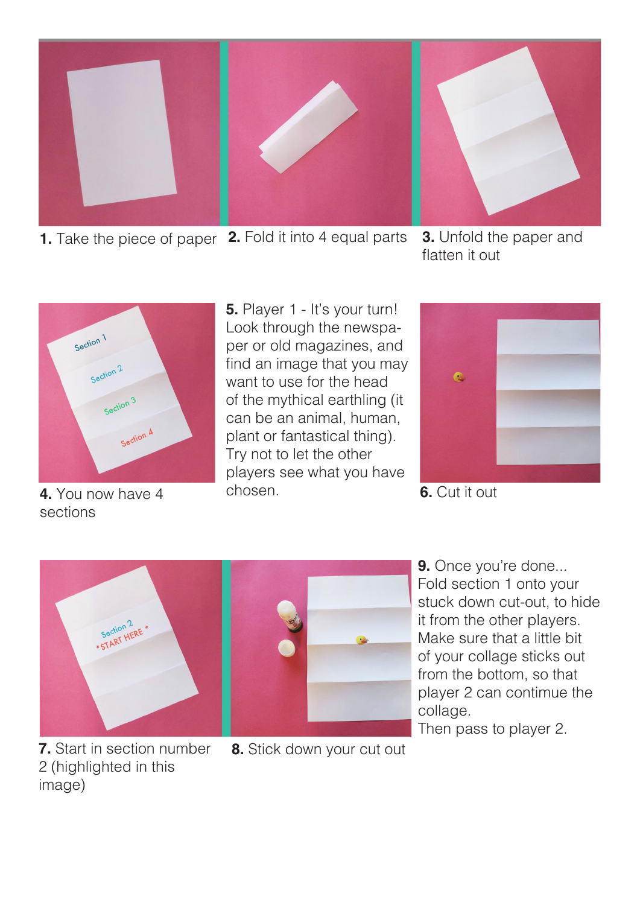**1.** Take the piece of paper

**2.** Fold it into 4 equal parts

**3.** Unfold the paper and flatten it out

**4.** You now have 4 sections

**5.** Player 1 - It's your turn! Look through the newspaper or old magazines, and find an image that you may want to use for the head of the mythical earthling (it can be an animal, human, plant or fantastical thing). Try not to let the other players see what you have chosen.

**6.** Cut it out

**7.** Start in section number 2 (highlighted in this image)

**8.** Stick down your cut out

**9.** Once you're done... Fold section 1 onto your stuck down cut-out, to hide it from the other players. Make sure that a little bit of your collage sticks out from the bottom, so that player 2 can contimue the collage.
Then pass to player 2.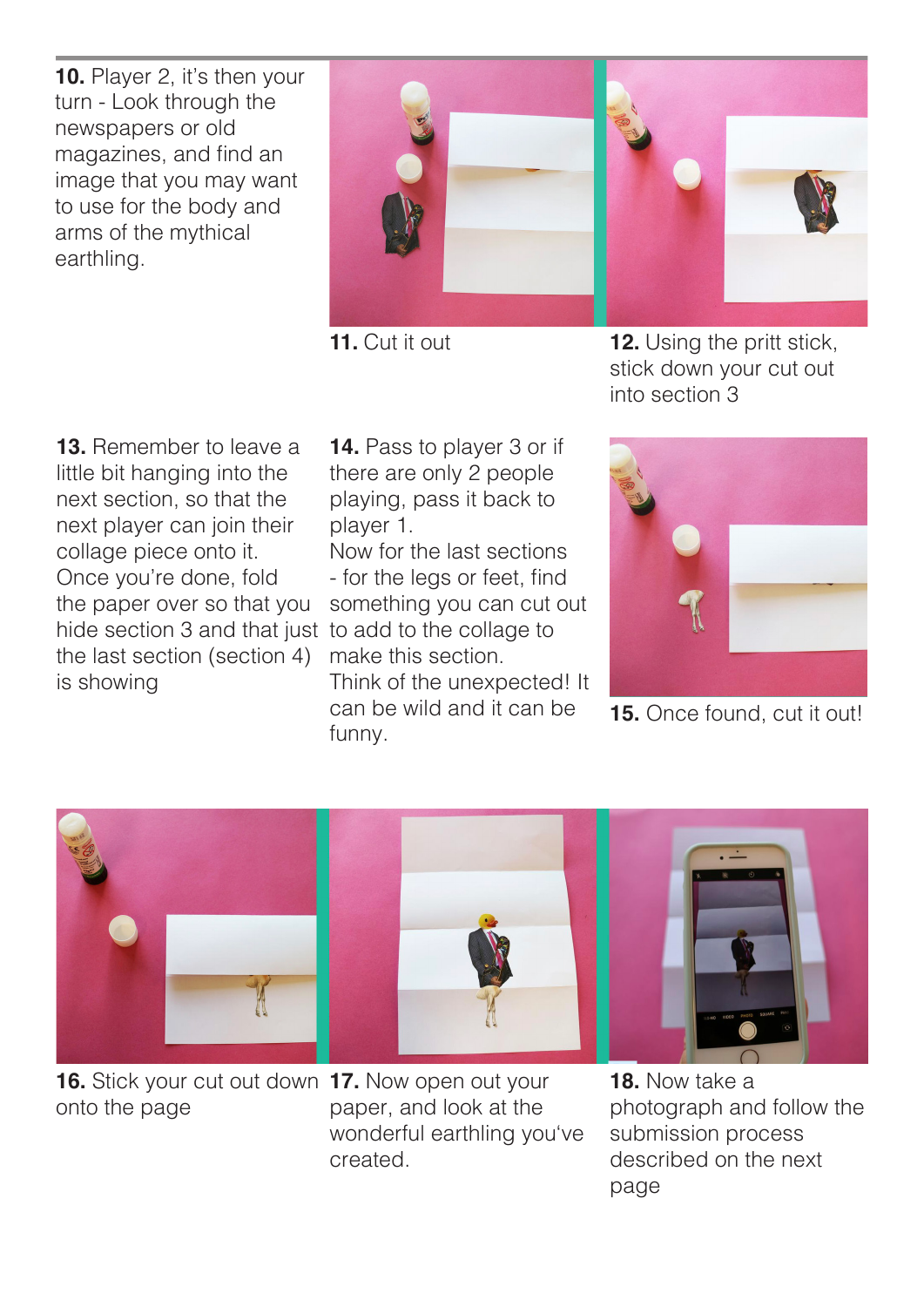**10.** Player 2, it's then your turn - Look through the newspapers or old magazines, and find an image that you may want to use for the body and arms of the mythical earthling.

**11.** Cut it out

**12.** Using the pritt stick, stick down your cut out into section 3

**13.** Remember to leave a little bit hanging into the next section, so that the next player can join their collage piece onto it. Once you're done, fold the paper over so that you hide section 3 and that just the last section (section 4) is showing

**14.** Pass to player 3 or if there are only 2 people playing, pass it back to player 1.
Now for the last sections - for the legs or feet, find something you can cut out to add to the collage to make this section.
Think of the unexpected! It can be wild and it can be funny.

**15.** Once found, cut it out!

**16.** Stick your cut out down onto the page

**17.** Now open out your paper, and look at the wonderful earthling you've created.

**18.** Now take a photograph and follow the submission process described on the next page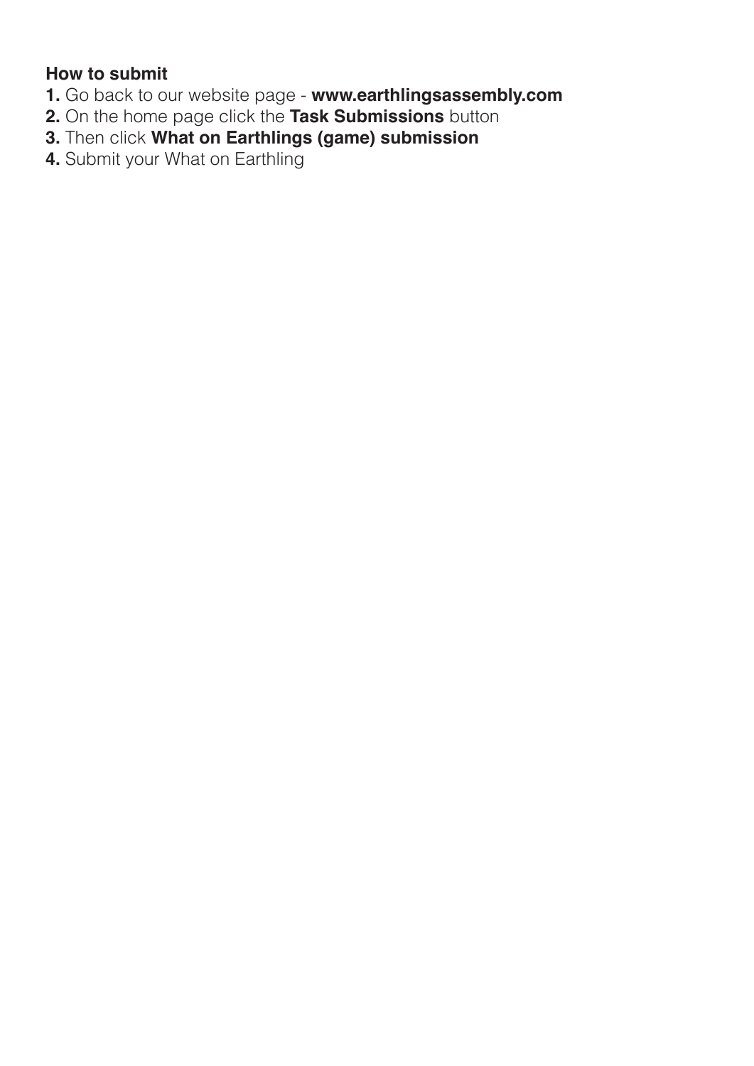**How to submit**

**1.** Go back to our website page - **www.earthlingsassembly.com**
**2.** On the home page click the **Task Submissions** button
**3.** Then click **What on Earthlings (game) submission**
**4.** Submit your What on Earthling